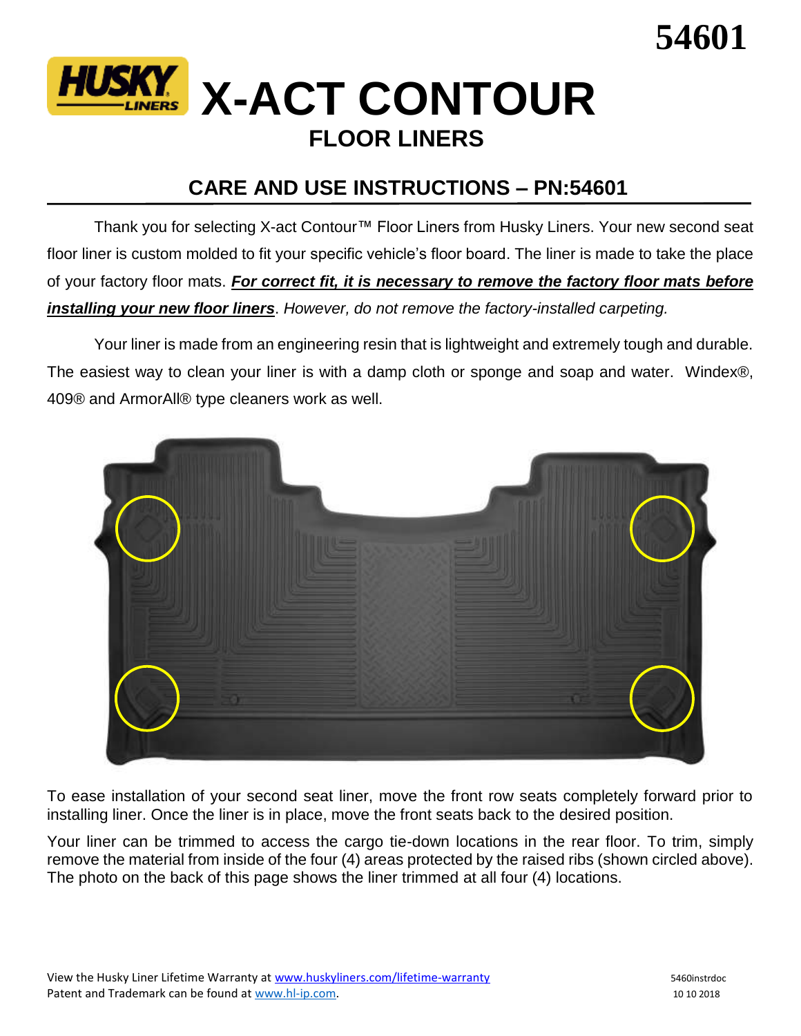54601

# HUSKY LINERS X-ACT CONTOUR

## FLOOR LINERS

## CARE AND USE INSTRUCTIONS – PN:54601

Thank you for selecting X-act Contour™ Floor Liners from Husky Liners. Your new second seat floor liner is custom molded to fit your specific vehicle's floor board. The liner is made to take the place of your factory floor mats. ***For correct fit, it is necessary to remove the factory floor mats before installing your new floor liners***. *However, do not remove the factory-installed carpeting.*

Your liner is made from an engineering resin that is lightweight and extremely tough and durable. The easiest way to clean your liner is with a damp cloth or sponge and soap and water. Windex®, 409® and ArmorAll® type cleaners work as well.

To ease installation of your second seat liner, move the front row seats completely forward prior to installing liner. Once the liner is in place, move the front seats back to the desired position.

Your liner can be trimmed to access the cargo tie-down locations in the rear floor. To trim, simply remove the material from inside of the four (4) areas protected by the raised ribs (shown circled above). The photo on the back of this page shows the liner trimmed at all four (4) locations.

View the Husky Liner Lifetime Warranty at www.huskyliners.com/lifetime-warranty
Patent and Trademark can be found at www.hl-ip.com.

5460instrdoc
10 10 2018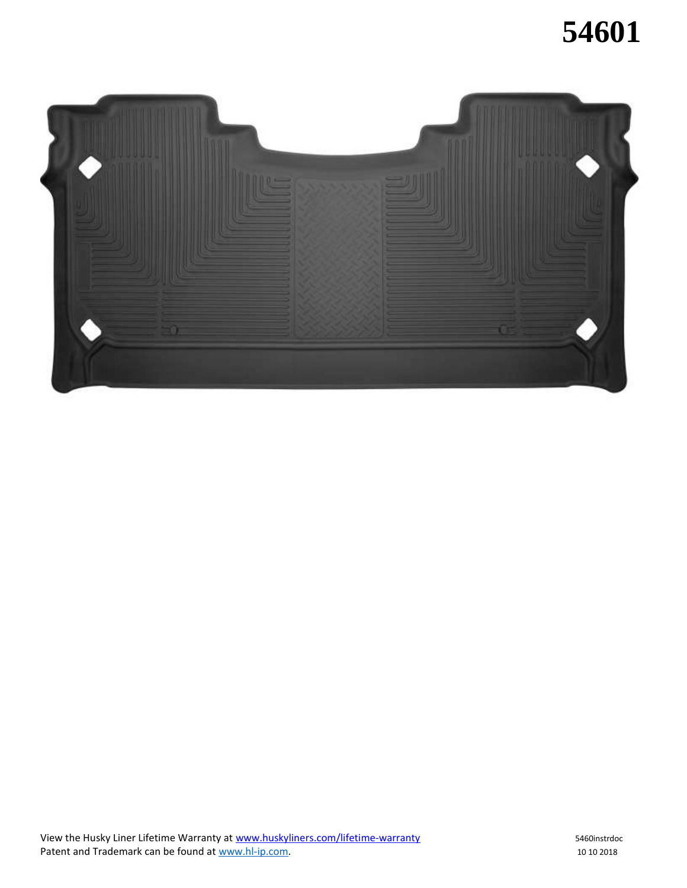# 54601

View the Husky Liner Lifetime Warranty at [www.huskyliners.com/lifetime-warranty](http://www.huskyliners.com/lifetime-warranty)
Patent and Trademark can be found at [www.hl-ip.com](http://www.hl-ip.com).

5460instrdoc
10 10 2018